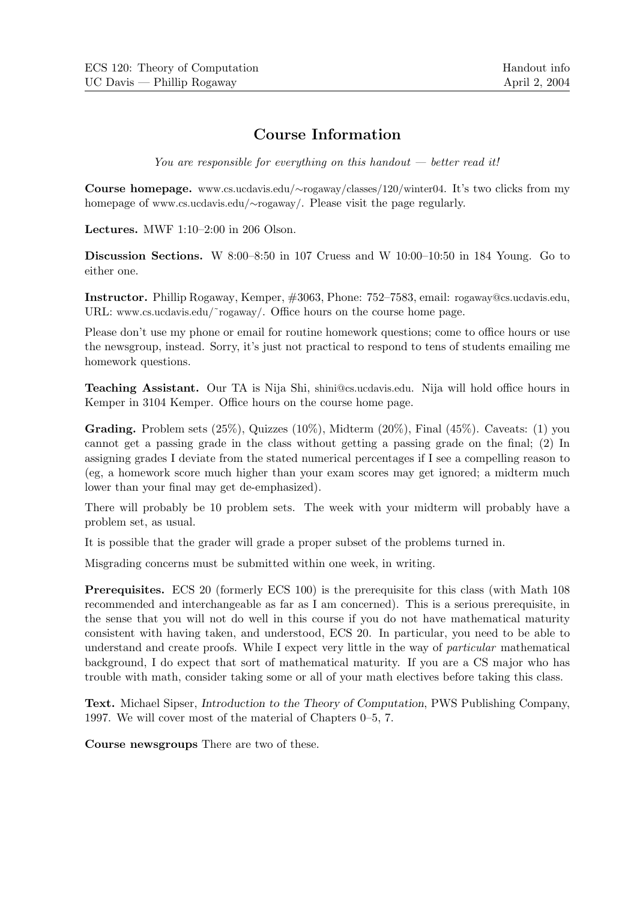# Course Information

*You are responsible for everything on this handout — better read it!*

**Course homepage.** www.cs.ucdavis.edu/∼rogaway/classes/120/winter04. It's two clicks from my homepage of www.cs.ucdavis.edu/∼rogaway/. Please visit the page regularly.

**Lectures.** MWF 1:10–2:00 in 206 Olson.

**Discussion Sections.** W 8:00–8:50 in 107 Cruess and W 10:00–10:50 in 184 Young. Go to either one.

**Instructor.** Phillip Rogaway, Kemper, #3063, Phone: 752–7583, email: rogaway@cs.ucdavis.edu, URL: www.cs.ucdavis.edu/˜rogaway/. Office hours on the course home page.

Please don't use my phone or email for routine homework questions; come to office hours or use the newsgroup, instead. Sorry, it's just not practical to respond to tens of students emailing me homework questions.

**Teaching Assistant.** Our TA is Nija Shi, shini@cs.ucdavis.edu. Nija will hold office hours in Kemper in 3104 Kemper. Office hours on the course home page.

**Grading.** Problem sets (25%), Quizzes (10%), Midterm (20%), Final (45%). Caveats: (1) you cannot get a passing grade in the class without getting a passing grade on the final; (2) In assigning grades I deviate from the stated numerical percentages if I see a compelling reason to (eg, a homework score much higher than your exam scores may get ignored; a midterm much lower than your final may get de-emphasized).

There will probably be 10 problem sets. The week with your midterm will probably have a problem set, as usual.

It is possible that the grader will grade a proper subset of the problems turned in.

Misgrading concerns must be submitted within one week, in writing.

**Prerequisites.** ECS 20 (formerly ECS 100) is the prerequisite for this class (with Math 108 recommended and interchangeable as far as I am concerned). This is a serious prerequisite, in the sense that you will not do well in this course if you do not have mathematical maturity consistent with having taken, and understood, ECS 20. In particular, you need to be able to understand and create proofs. While I expect very little in the way of *particular* mathematical background, I do expect that sort of mathematical maturity. If you are a CS major who has trouble with math, consider taking some or all of your math electives before taking this class.

**Text.** Michael Sipser, *Introduction to the Theory of Computation*, PWS Publishing Company, 1997. We will cover most of the material of Chapters 0–5, 7.

**Course newsgroups** There are two of these.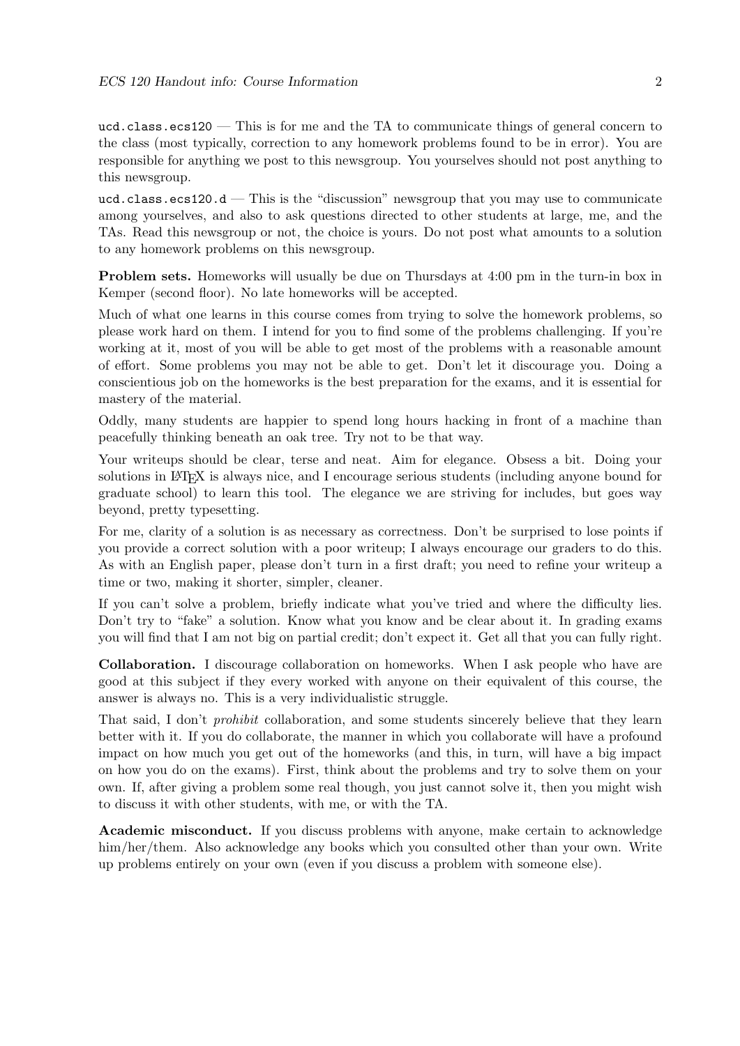`ucd.class.ecs120` — This is for me and the TA to communicate things of general concern to the class (most typically, correction to any homework problems found to be in error). You are responsible for anything we post to this newsgroup. You yourselves should not post anything to this newsgroup.

`ucd.class.ecs120.d` — This is the "discussion" newsgroup that you may use to communicate among yourselves, and also to ask questions directed to other students at large, me, and the TAs. Read this newsgroup or not, the choice is yours. Do not post what amounts to a solution to any homework problems on this newsgroup.

**Problem sets.** Homeworks will usually be due on Thursdays at 4:00 pm in the turn-in box in Kemper (second floor). No late homeworks will be accepted.

Much of what one learns in this course comes from trying to solve the homework problems, so please work hard on them. I intend for you to find some of the problems challenging. If you're working at it, most of you will be able to get most of the problems with a reasonable amount of effort. Some problems you may not be able to get. Don't let it discourage you. Doing a conscientious job on the homeworks is the best preparation for the exams, and it is essential for mastery of the material.

Oddly, many students are happier to spend long hours hacking in front of a machine than peacefully thinking beneath an oak tree. Try not to be that way.

Your writeups should be clear, terse and neat. Aim for elegance. Obsess a bit. Doing your solutions in LaTeX is always nice, and I encourage serious students (including anyone bound for graduate school) to learn this tool. The elegance we are striving for includes, but goes way beyond, pretty typesetting.

For me, clarity of a solution is as necessary as correctness. Don't be surprised to lose points if you provide a correct solution with a poor writeup; I always encourage our graders to do this. As with an English paper, please don't turn in a first draft; you need to refine your writeup a time or two, making it shorter, simpler, cleaner.

If you can't solve a problem, briefly indicate what you've tried and where the difficulty lies. Don't try to "fake" a solution. Know what you know and be clear about it. In grading exams you will find that I am not big on partial credit; don't expect it. Get all that you can fully right.

**Collaboration.** I discourage collaboration on homeworks. When I ask people who have are good at this subject if they every worked with anyone on their equivalent of this course, the answer is always no. This is a very individualistic struggle.

That said, I don't *prohibit* collaboration, and some students sincerely believe that they learn better with it. If you do collaborate, the manner in which you collaborate will have a profound impact on how much you get out of the homeworks (and this, in turn, will have a big impact on how you do on the exams). First, think about the problems and try to solve them on your own. If, after giving a problem some real though, you just cannot solve it, then you might wish to discuss it with other students, with me, or with the TA.

**Academic misconduct.** If you discuss problems with anyone, make certain to acknowledge him/her/them. Also acknowledge any books which you consulted other than your own. Write up problems entirely on your own (even if you discuss a problem with someone else).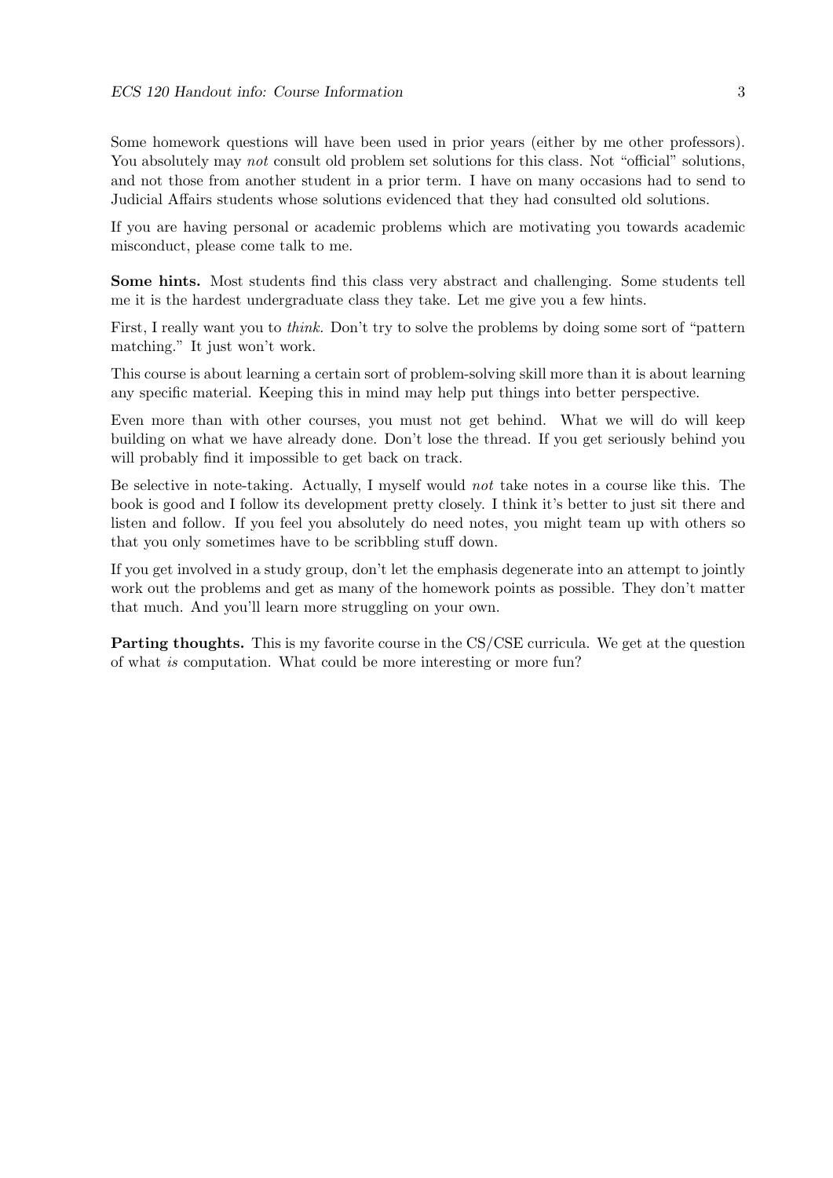Some homework questions will have been used in prior years (either by me other professors). You absolutely may *not* consult old problem set solutions for this class. Not "official" solutions, and not those from another student in a prior term. I have on many occasions had to send to Judicial Affairs students whose solutions evidenced that they had consulted old solutions.

If you are having personal or academic problems which are motivating you towards academic misconduct, please come talk to me.

**Some hints.** Most students find this class very abstract and challenging. Some students tell me it is the hardest undergraduate class they take. Let me give you a few hints.

First, I really want you to *think*. Don't try to solve the problems by doing some sort of "pattern matching." It just won't work.

This course is about learning a certain sort of problem-solving skill more than it is about learning any specific material. Keeping this in mind may help put things into better perspective.

Even more than with other courses, you must not get behind. What we will do will keep building on what we have already done. Don't lose the thread. If you get seriously behind you will probably find it impossible to get back on track.

Be selective in note-taking. Actually, I myself would *not* take notes in a course like this. The book is good and I follow its development pretty closely. I think it's better to just sit there and listen and follow. If you feel you absolutely do need notes, you might team up with others so that you only sometimes have to be scribbling stuff down.

If you get involved in a study group, don't let the emphasis degenerate into an attempt to jointly work out the problems and get as many of the homework points as possible. They don't matter that much. And you'll learn more struggling on your own.

**Parting thoughts.** This is my favorite course in the CS/CSE curricula. We get at the question of what *is* computation. What could be more interesting or more fun?